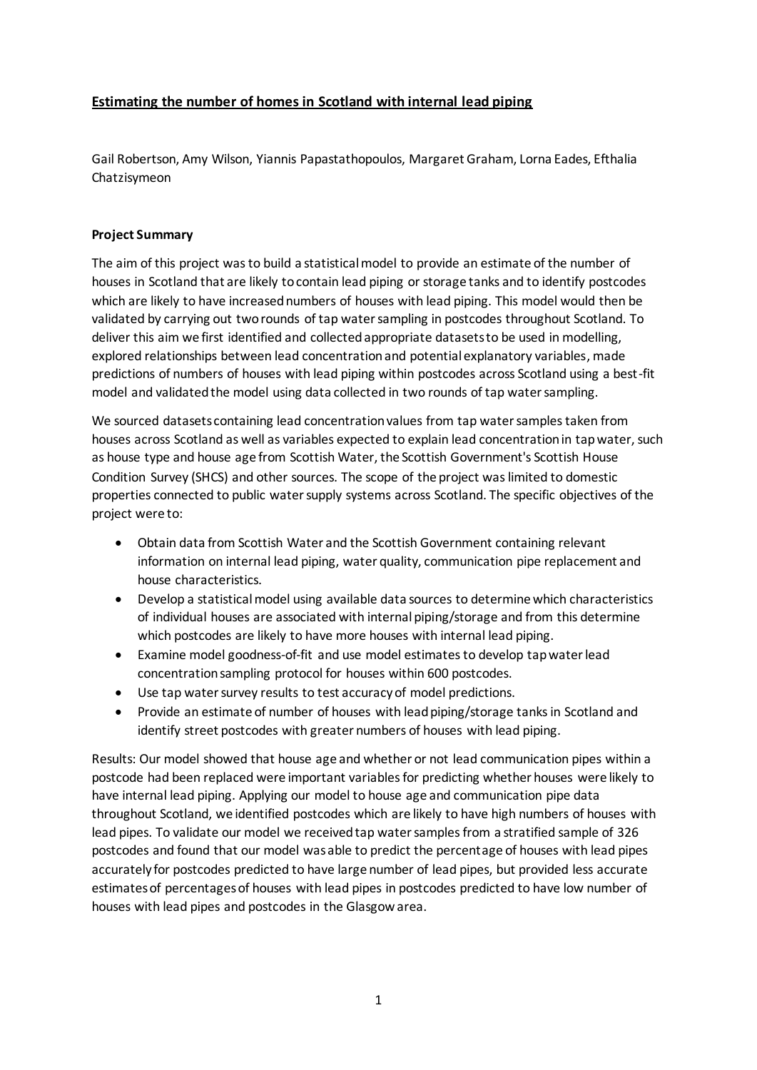# Estimating the number of homes in Scotland with internal lead piping

Gail Robertson, Amy Wilson, Yiannis Papastathopoulos, Margaret Graham, Lorna Eades, Efthalia Chatzisymeon

## Project Summary

The aim of this project was to build a statistical model to provide an estimate of the number of houses in Scotland that are likely to contain lead piping or storage tanks and to identify postcodes which are likely to have increased numbers of houses with lead piping. This model would then be validated by carrying out two rounds of tap water sampling in postcodes throughout Scotland. To deliver this aim we first identified and collected appropriate datasets to be used in modelling, explored relationships between lead concentration and potential explanatory variables, made predictions of numbers of houses with lead piping within postcodes across Scotland using a best-fit model and validated the model using data collected in two rounds of tap water sampling.

We sourced datasets containing lead concentration values from tap water samples taken from houses across Scotland as well as variables expected to explain lead concentration in tap water, such as house type and house age from Scottish Water, the Scottish Government's Scottish House Condition Survey (SHCS) and other sources. The scope of the project was limited to domestic properties connected to public water supply systems across Scotland. The specific objectives of the project were to:

- Obtain data from Scottish Water and the Scottish Government containing relevant information on internal lead piping, water quality, communication pipe replacement and house characteristics.
- Develop a statistical model using available data sources to determine which characteristics of individual houses are associated with internal piping/storage and from this determine which postcodes are likely to have more houses with internal lead piping.
- Examine model goodness-of-fit and use model estimates to develop tap water lead concentration sampling protocol for houses within 600 postcodes.
- Use tap water survey results to test accuracy of model predictions.
- Provide an estimate of number of houses with lead piping/storage tanks in Scotland and identify street postcodes with greater numbers of houses with lead piping.

Results: Our model showed that house age and whether or not lead communication pipes within a postcode had been replaced were important variables for predicting whether houses were likely to have internal lead piping. Applying our model to house age and communication pipe data throughout Scotland, we identified postcodes which are likely to have high numbers of houses with lead pipes. To validate our model we received tap water samples from a stratified sample of 326 postcodes and found that our model was able to predict the percentage of houses with lead pipes accurately for postcodes predicted to have large number of lead pipes, but provided less accurate estimates of percentages of houses with lead pipes in postcodes predicted to have low number of houses with lead pipes and postcodes in the Glasgow area.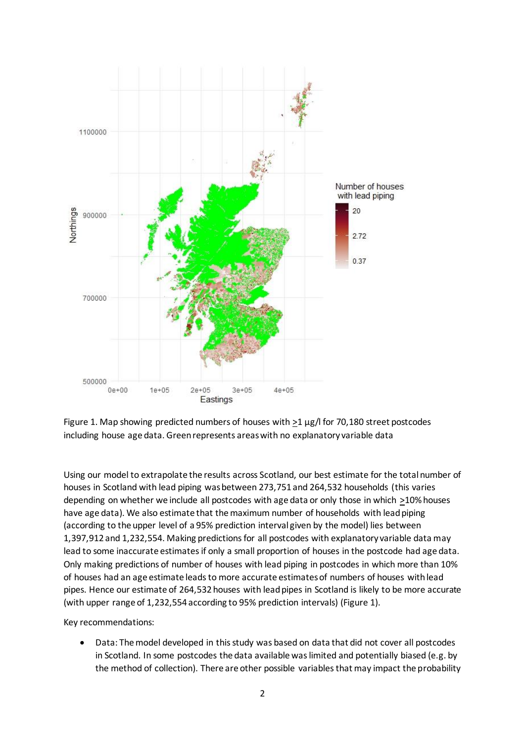Figure 1. Map showing predicted numbers of houses with ≥1 µg/l for 70,180 street postcodes including house age data. Green represents areas with no explanatory variable data

Using our model to extrapolate the results across Scotland, our best estimate for the total number of houses in Scotland with lead piping was between 273,751 and 264,532 households (this varies depending on whether we include all postcodes with age data or only those in which ≥10% houses have age data). We also estimate that the maximum number of households with lead piping (according to the upper level of a 95% prediction interval given by the model) lies between 1,397,912 and 1,232,554. Making predictions for all postcodes with explanatory variable data may lead to some inaccurate estimates if only a small proportion of houses in the postcode had age data. Only making predictions of number of houses with lead piping in postcodes in which more than 10% of houses had an age estimate leads to more accurate estimates of numbers of houses with lead pipes. Hence our estimate of 264,532 houses with lead pipes in Scotland is likely to be more accurate (with upper range of 1,232,554 according to 95% prediction intervals) (Figure 1).

Key recommendations:

- Data: The model developed in this study was based on data that did not cover all postcodes in Scotland. In some postcodes the data available was limited and potentially biased (e.g. by the method of collection). There are other possible variables that may impact the probability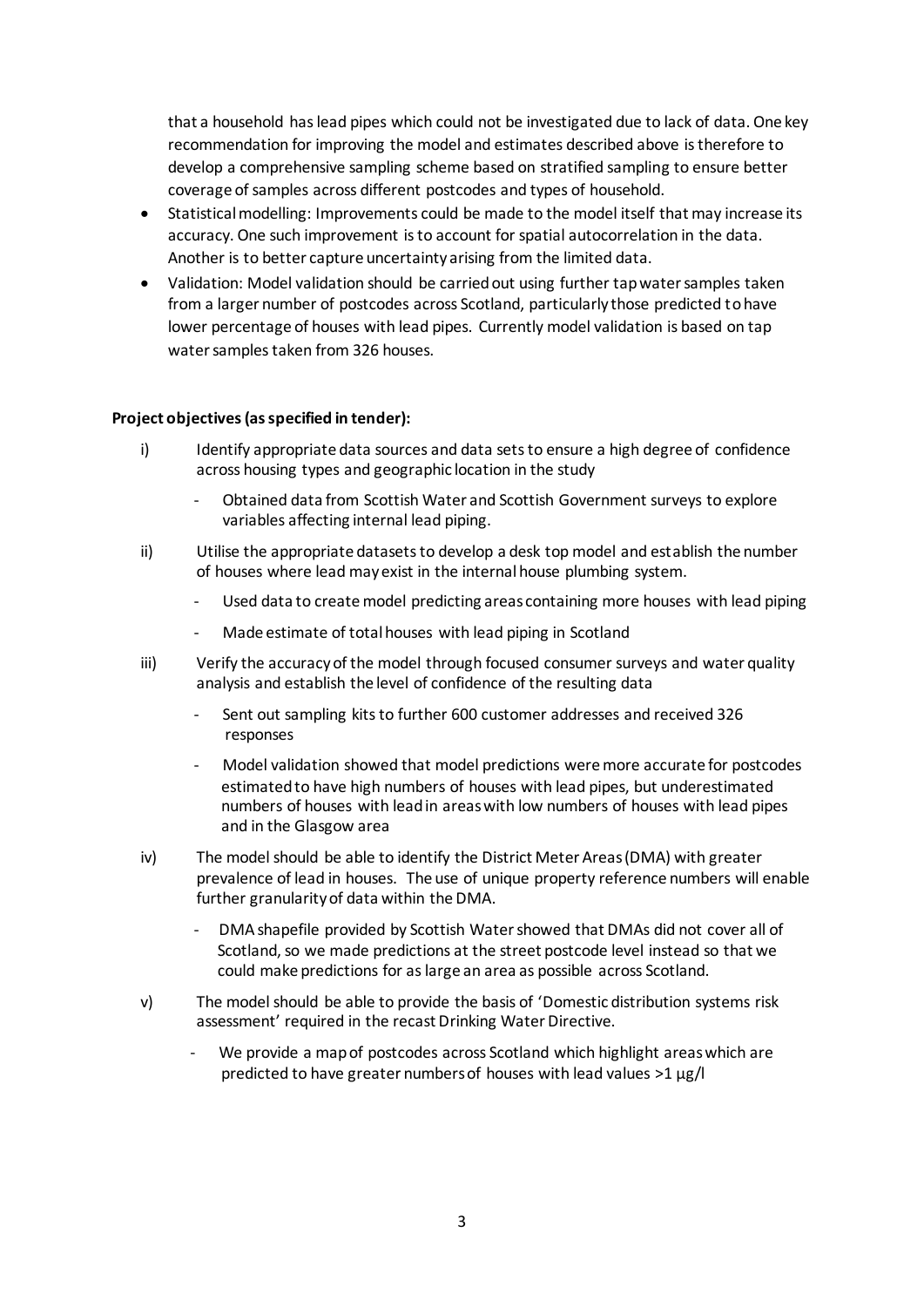that a household has lead pipes which could not be investigated due to lack of data. One key recommendation for improving the model and estimates described above is therefore to develop a comprehensive sampling scheme based on stratified sampling to ensure better coverage of samples across different postcodes and types of household.

- Statistical modelling: Improvements could be made to the model itself that may increase its accuracy. One such improvement is to account for spatial autocorrelation in the data. Another is to better capture uncertainty arising from the limited data.
- Validation: Model validation should be carried out using further tap water samples taken from a larger number of postcodes across Scotland, particularly those predicted to have lower percentage of houses with lead pipes. Currently model validation is based on tap water samples taken from 326 houses.

**Project objectives (as specified in tender):**

i) Identify appropriate data sources and data sets to ensure a high degree of confidence across housing types and geographic location in the study
   - Obtained data from Scottish Water and Scottish Government surveys to explore variables affecting internal lead piping.

ii) Utilise the appropriate datasets to develop a desk top model and establish the number of houses where lead may exist in the internal house plumbing system.
   - Used data to create model predicting areas containing more houses with lead piping
   - Made estimate of total houses with lead piping in Scotland

iii) Verify the accuracy of the model through focused consumer surveys and water quality analysis and establish the level of confidence of the resulting data
   - Sent out sampling kits to further 600 customer addresses and received 326 responses
   - Model validation showed that model predictions were more accurate for postcodes estimated to have high numbers of houses with lead pipes, but underestimated numbers of houses with lead in areas with low numbers of houses with lead pipes and in the Glasgow area

iv) The model should be able to identify the District Meter Areas (DMA) with greater prevalence of lead in houses. The use of unique property reference numbers will enable further granularity of data within the DMA.
   - DMA shapefile provided by Scottish Water showed that DMAs did not cover all of Scotland, so we made predictions at the street postcode level instead so that we could make predictions for as large an area as possible across Scotland.

v) The model should be able to provide the basis of 'Domestic distribution systems risk assessment' required in the recast Drinking Water Directive.
   - We provide a map of postcodes across Scotland which highlight areas which are predicted to have greater numbers of houses with lead values >1 µg/l